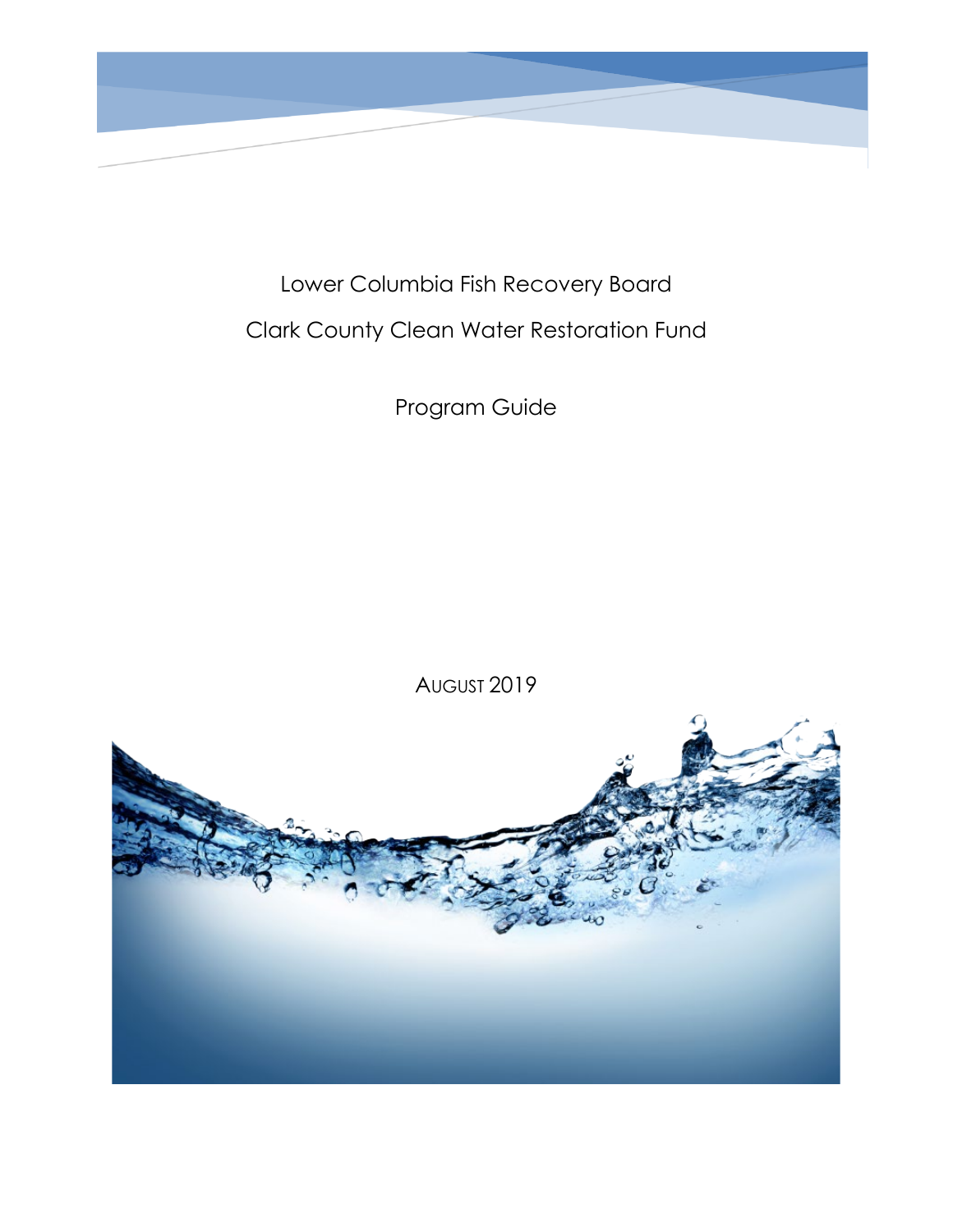# Lower Columbia Fish Recovery Board

# Clark County Clean Water Restoration Fund

## Program Guide

AUGUST 2019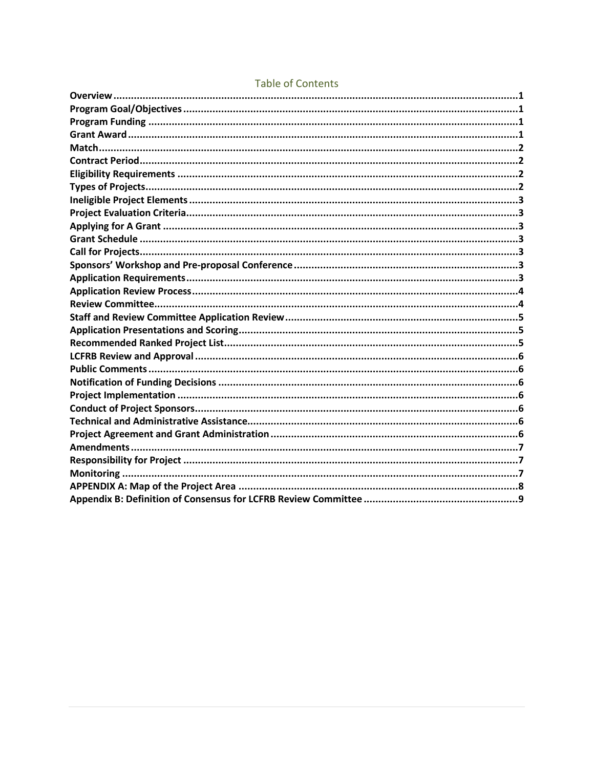## Table of Contents

| | |
|---|---|
| **Overview** | **1** |
| **Program Goal/Objectives** | **1** |
| **Program Funding** | **1** |
| **Grant Award** | **1** |
| **Match** | **2** |
| **Contract Period** | **2** |
| **Eligibility Requirements** | **2** |
| **Types of Projects** | **2** |
| **Ineligible Project Elements** | **3** |
| **Project Evaluation Criteria** | **3** |
| **Applying for A Grant** | **3** |
| **Grant Schedule** | **3** |
| **Call for Projects** | **3** |
| **Sponsors' Workshop and Pre-proposal Conference** | **3** |
| **Application Requirements** | **3** |
| **Application Review Process** | **4** |
| **Review Committee** | **4** |
| **Staff and Review Committee Application Review** | **5** |
| **Application Presentations and Scoring** | **5** |
| **Recommended Ranked Project List** | **5** |
| **LCFRB Review and Approval** | **6** |
| **Public Comments** | **6** |
| **Notification of Funding Decisions** | **6** |
| **Project Implementation** | **6** |
| **Conduct of Project Sponsors** | **6** |
| **Technical and Administrative Assistance** | **6** |
| **Project Agreement and Grant Administration** | **6** |
| **Amendments** | **7** |
| **Responsibility for Project** | **7** |
| **Monitoring** | **7** |
| **APPENDIX A: Map of the Project Area** | **8** |
| **Appendix B: Definition of Consensus for LCFRB Review Committee** | **9** |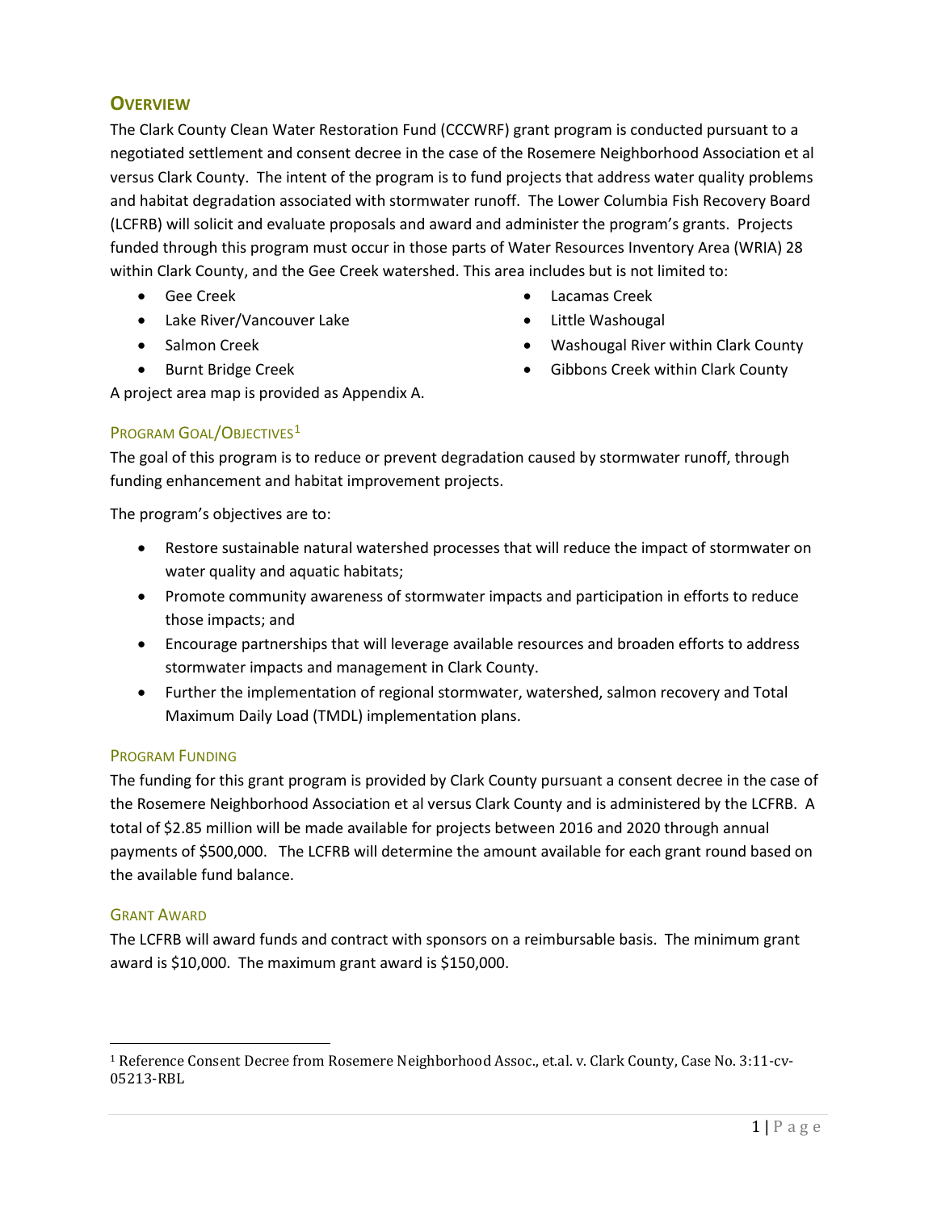## OVERVIEW

The Clark County Clean Water Restoration Fund (CCCWRF) grant program is conducted pursuant to a negotiated settlement and consent decree in the case of the Rosemere Neighborhood Association et al versus Clark County. The intent of the program is to fund projects that address water quality problems and habitat degradation associated with stormwater runoff. The Lower Columbia Fish Recovery Board (LCFRB) will solicit and evaluate proposals and award and administer the program's grants. Projects funded through this program must occur in those parts of Water Resources Inventory Area (WRIA) 28 within Clark County, and the Gee Creek watershed. This area includes but is not limited to:

- Gee Creek
- Lake River/Vancouver Lake
- Salmon Creek
- Burnt Bridge Creek
- Lacamas Creek
- Little Washougal
- Washougal River within Clark County
- Gibbons Creek within Clark County

A project area map is provided as Appendix A.

### PROGRAM GOAL/OBJECTIVES[1]

The goal of this program is to reduce or prevent degradation caused by stormwater runoff, through funding enhancement and habitat improvement projects.

The program's objectives are to:

- Restore sustainable natural watershed processes that will reduce the impact of stormwater on water quality and aquatic habitats;
- Promote community awareness of stormwater impacts and participation in efforts to reduce those impacts; and
- Encourage partnerships that will leverage available resources and broaden efforts to address stormwater impacts and management in Clark County.
- Further the implementation of regional stormwater, watershed, salmon recovery and Total Maximum Daily Load (TMDL) implementation plans.

### PROGRAM FUNDING

The funding for this grant program is provided by Clark County pursuant a consent decree in the case of the Rosemere Neighborhood Association et al versus Clark County and is administered by the LCFRB. A total of $2.85 million will be made available for projects between 2016 and 2020 through annual payments of $500,000. The LCFRB will determine the amount available for each grant round based on the available fund balance.

### GRANT AWARD

The LCFRB will award funds and contract with sponsors on a reimbursable basis. The minimum grant award is $10,000. The maximum grant award is $150,000.

---

[1] Reference Consent Decree from Rosemere Neighborhood Assoc., et.al. v. Clark County, Case No. 3:11-cv-05213-RBL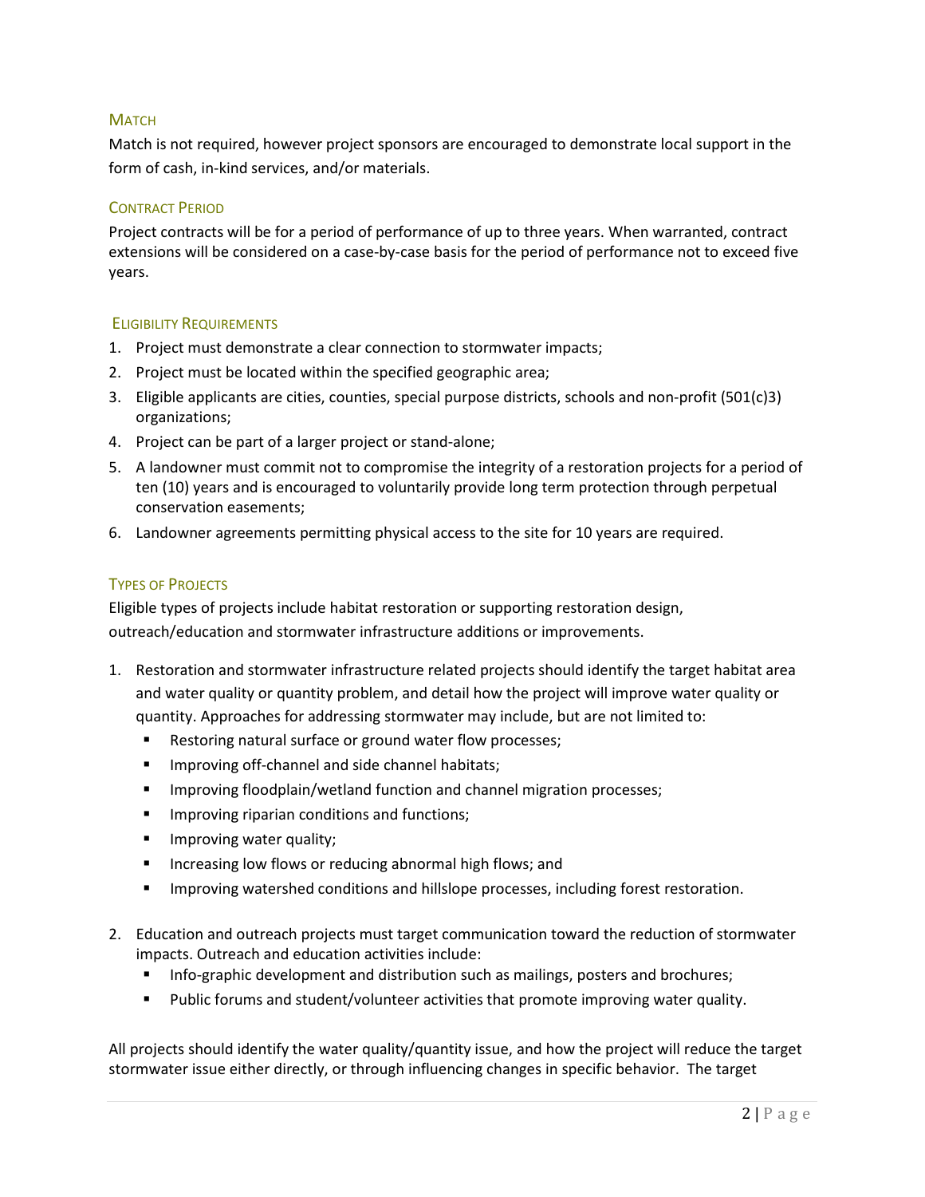## Match

Match is not required, however project sponsors are encouraged to demonstrate local support in the form of cash, in-kind services, and/or materials.

## Contract Period

Project contracts will be for a period of performance of up to three years. When warranted, contract extensions will be considered on a case-by-case basis for the period of performance not to exceed five years.

## Eligibility Requirements

1. Project must demonstrate a clear connection to stormwater impacts;
2. Project must be located within the specified geographic area;
3. Eligible applicants are cities, counties, special purpose districts, schools and non-profit (501(c)3) organizations;
4. Project can be part of a larger project or stand-alone;
5. A landowner must commit not to compromise the integrity of a restoration projects for a period of ten (10) years and is encouraged to voluntarily provide long term protection through perpetual conservation easements;
6. Landowner agreements permitting physical access to the site for 10 years are required.

## Types of Projects

Eligible types of projects include habitat restoration or supporting restoration design, outreach/education and stormwater infrastructure additions or improvements.

1. Restoration and stormwater infrastructure related projects should identify the target habitat area and water quality or quantity problem, and detail how the project will improve water quality or quantity. Approaches for addressing stormwater may include, but are not limited to:
   - Restoring natural surface or ground water flow processes;
   - Improving off-channel and side channel habitats;
   - Improving floodplain/wetland function and channel migration processes;
   - Improving riparian conditions and functions;
   - Improving water quality;
   - Increasing low flows or reducing abnormal high flows; and
   - Improving watershed conditions and hillslope processes, including forest restoration.

2. Education and outreach projects must target communication toward the reduction of stormwater impacts. Outreach and education activities include:
   - Info-graphic development and distribution such as mailings, posters and brochures;
   - Public forums and student/volunteer activities that promote improving water quality.

All projects should identify the water quality/quantity issue, and how the project will reduce the target stormwater issue either directly, or through influencing changes in specific behavior. The target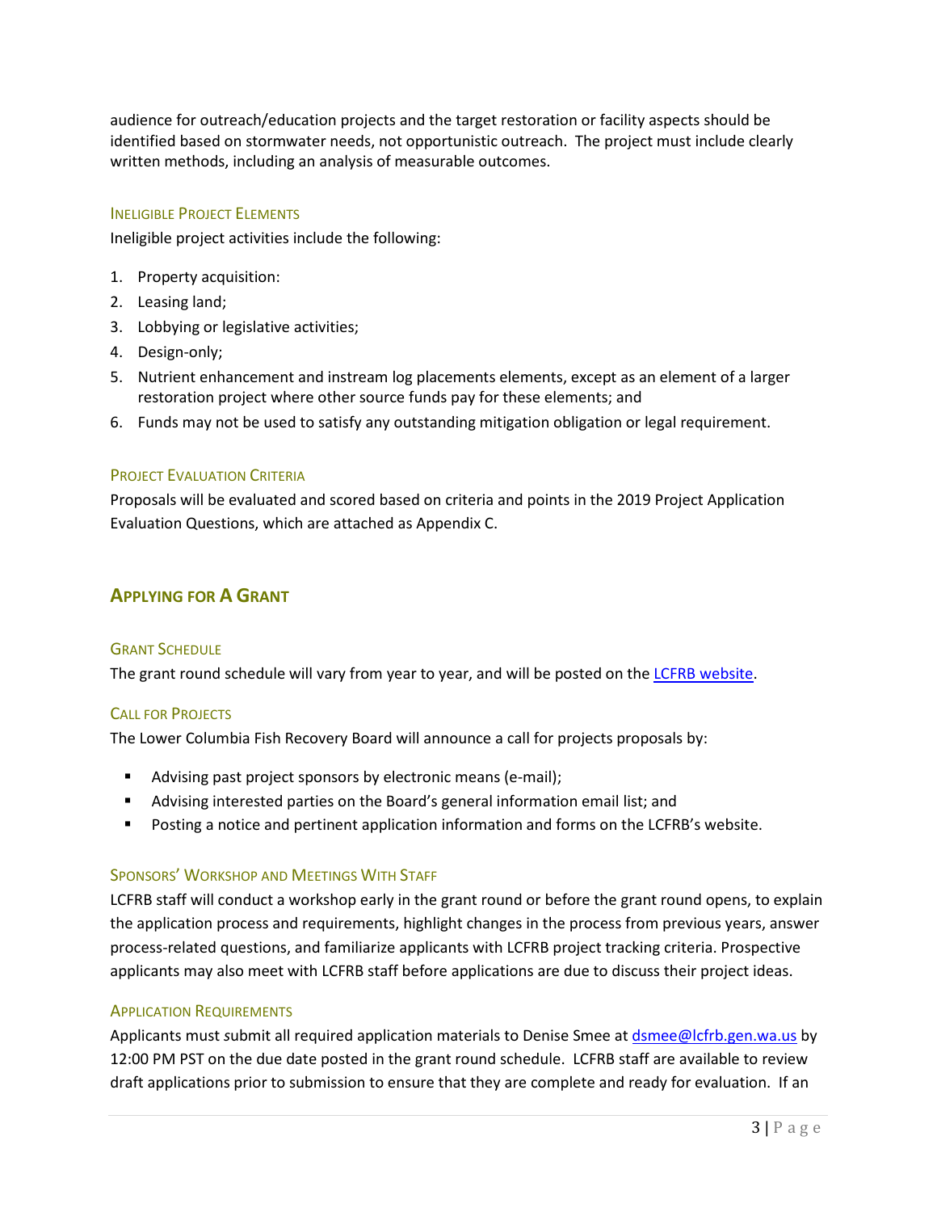audience for outreach/education projects and the target restoration or facility aspects should be identified based on stormwater needs, not opportunistic outreach. The project must include clearly written methods, including an analysis of measurable outcomes.

### Ineligible Project Elements

Ineligible project activities include the following:

1. Property acquisition:
2. Leasing land;
3. Lobbying or legislative activities;
4. Design-only;
5. Nutrient enhancement and instream log placements elements, except as an element of a larger restoration project where other source funds pay for these elements; and
6. Funds may not be used to satisfy any outstanding mitigation obligation or legal requirement.

### Project Evaluation Criteria

Proposals will be evaluated and scored based on criteria and points in the 2019 Project Application Evaluation Questions, which are attached as Appendix C.

## Applying for A Grant

### Grant Schedule

The grant round schedule will vary from year to year, and will be posted on the [LCFRB website](LCFRB website).

### Call for Projects

The Lower Columbia Fish Recovery Board will announce a call for projects proposals by:

- Advising past project sponsors by electronic means (e-mail);
- Advising interested parties on the Board's general information email list; and
- Posting a notice and pertinent application information and forms on the LCFRB's website.

### Sponsors' Workshop and Meetings With Staff

LCFRB staff will conduct a workshop early in the grant round or before the grant round opens, to explain the application process and requirements, highlight changes in the process from previous years, answer process-related questions, and familiarize applicants with LCFRB project tracking criteria. Prospective applicants may also meet with LCFRB staff before applications are due to discuss their project ideas.

### Application Requirements

Applicants must submit all required application materials to Denise Smee at dsmee@lcfrb.gen.wa.us by 12:00 PM PST on the due date posted in the grant round schedule. LCFRB staff are available to review draft applications prior to submission to ensure that they are complete and ready for evaluation. If an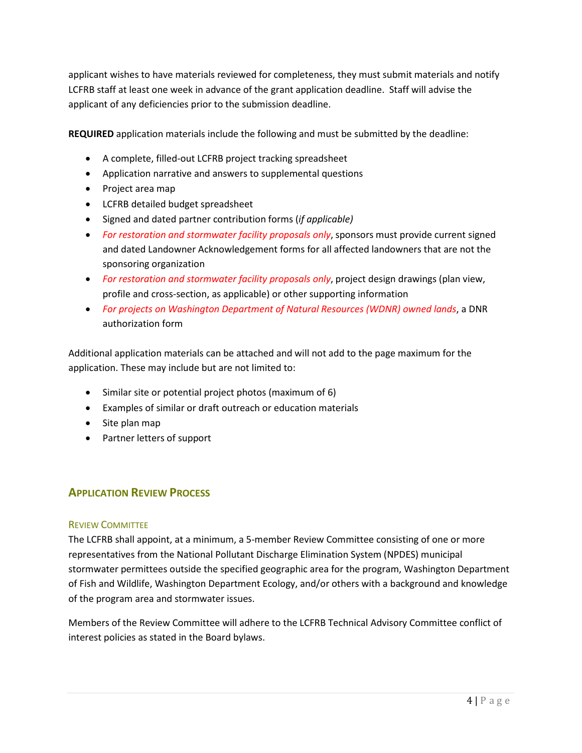applicant wishes to have materials reviewed for completeness, they must submit materials and notify LCFRB staff at least one week in advance of the grant application deadline. Staff will advise the applicant of any deficiencies prior to the submission deadline.

**REQUIRED** application materials include the following and must be submitted by the deadline:

- A complete, filled-out LCFRB project tracking spreadsheet
- Application narrative and answers to supplemental questions
- Project area map
- LCFRB detailed budget spreadsheet
- Signed and dated partner contribution forms (*if applicable)*
- *For restoration and stormwater facility proposals only*, sponsors must provide current signed and dated Landowner Acknowledgement forms for all affected landowners that are not the sponsoring organization
- *For restoration and stormwater facility proposals only*, project design drawings (plan view, profile and cross-section, as applicable) or other supporting information
- *For projects on Washington Department of Natural Resources (WDNR) owned lands*, a DNR authorization form

Additional application materials can be attached and will not add to the page maximum for the application. These may include but are not limited to:

- Similar site or potential project photos (maximum of 6)
- Examples of similar or draft outreach or education materials
- Site plan map
- Partner letters of support

## Application Review Process

### Review Committee

The LCFRB shall appoint, at a minimum, a 5-member Review Committee consisting of one or more representatives from the National Pollutant Discharge Elimination System (NPDES) municipal stormwater permittees outside the specified geographic area for the program, Washington Department of Fish and Wildlife, Washington Department Ecology, and/or others with a background and knowledge of the program area and stormwater issues.

Members of the Review Committee will adhere to the LCFRB Technical Advisory Committee conflict of interest policies as stated in the Board bylaws.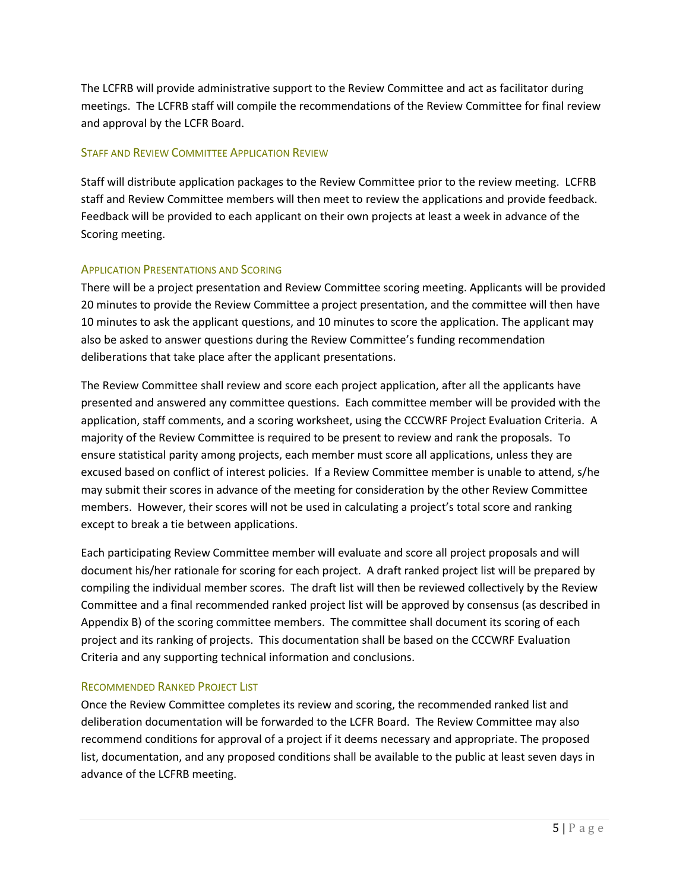The LCFRB will provide administrative support to the Review Committee and act as facilitator during meetings. The LCFRB staff will compile the recommendations of the Review Committee for final review and approval by the LCFR Board.

### Staff and Review Committee Application Review

Staff will distribute application packages to the Review Committee prior to the review meeting. LCFRB staff and Review Committee members will then meet to review the applications and provide feedback. Feedback will be provided to each applicant on their own projects at least a week in advance of the Scoring meeting.

### Application Presentations and Scoring

There will be a project presentation and Review Committee scoring meeting. Applicants will be provided 20 minutes to provide the Review Committee a project presentation, and the committee will then have 10 minutes to ask the applicant questions, and 10 minutes to score the application. The applicant may also be asked to answer questions during the Review Committee's funding recommendation deliberations that take place after the applicant presentations.

The Review Committee shall review and score each project application, after all the applicants have presented and answered any committee questions. Each committee member will be provided with the application, staff comments, and a scoring worksheet, using the CCCWRF Project Evaluation Criteria. A majority of the Review Committee is required to be present to review and rank the proposals. To ensure statistical parity among projects, each member must score all applications, unless they are excused based on conflict of interest policies. If a Review Committee member is unable to attend, s/he may submit their scores in advance of the meeting for consideration by the other Review Committee members. However, their scores will not be used in calculating a project's total score and ranking except to break a tie between applications.

Each participating Review Committee member will evaluate and score all project proposals and will document his/her rationale for scoring for each project. A draft ranked project list will be prepared by compiling the individual member scores. The draft list will then be reviewed collectively by the Review Committee and a final recommended ranked project list will be approved by consensus (as described in Appendix B) of the scoring committee members. The committee shall document its scoring of each project and its ranking of projects. This documentation shall be based on the CCCWRF Evaluation Criteria and any supporting technical information and conclusions.

### Recommended Ranked Project List

Once the Review Committee completes its review and scoring, the recommended ranked list and deliberation documentation will be forwarded to the LCFR Board. The Review Committee may also recommend conditions for approval of a project if it deems necessary and appropriate. The proposed list, documentation, and any proposed conditions shall be available to the public at least seven days in advance of the LCFRB meeting.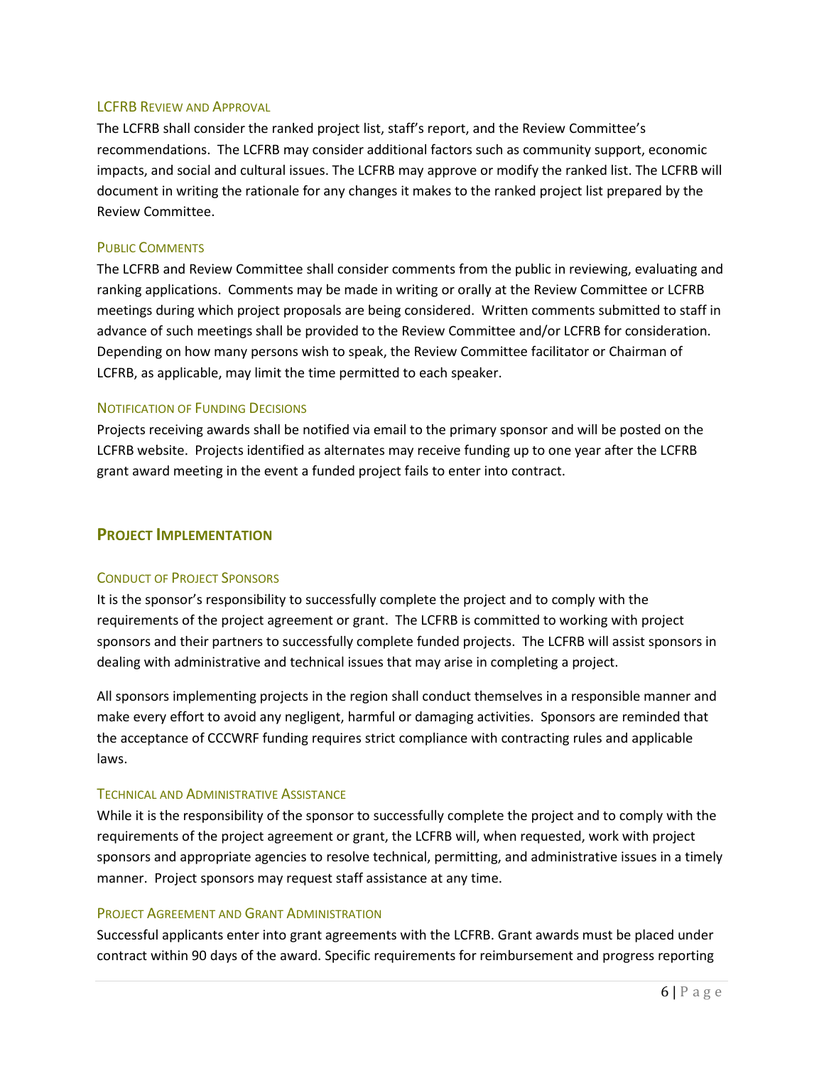### LCFRB Review and Approval

The LCFRB shall consider the ranked project list, staff's report, and the Review Committee's recommendations. The LCFRB may consider additional factors such as community support, economic impacts, and social and cultural issues. The LCFRB may approve or modify the ranked list. The LCFRB will document in writing the rationale for any changes it makes to the ranked project list prepared by the Review Committee.

### Public Comments

The LCFRB and Review Committee shall consider comments from the public in reviewing, evaluating and ranking applications. Comments may be made in writing or orally at the Review Committee or LCFRB meetings during which project proposals are being considered. Written comments submitted to staff in advance of such meetings shall be provided to the Review Committee and/or LCFRB for consideration. Depending on how many persons wish to speak, the Review Committee facilitator or Chairman of LCFRB, as applicable, may limit the time permitted to each speaker.

### Notification of Funding Decisions

Projects receiving awards shall be notified via email to the primary sponsor and will be posted on the LCFRB website. Projects identified as alternates may receive funding up to one year after the LCFRB grant award meeting in the event a funded project fails to enter into contract.

## Project Implementation

### Conduct of Project Sponsors

It is the sponsor's responsibility to successfully complete the project and to comply with the requirements of the project agreement or grant. The LCFRB is committed to working with project sponsors and their partners to successfully complete funded projects. The LCFRB will assist sponsors in dealing with administrative and technical issues that may arise in completing a project.

All sponsors implementing projects in the region shall conduct themselves in a responsible manner and make every effort to avoid any negligent, harmful or damaging activities. Sponsors are reminded that the acceptance of CCCWRF funding requires strict compliance with contracting rules and applicable laws.

### Technical and Administrative Assistance

While it is the responsibility of the sponsor to successfully complete the project and to comply with the requirements of the project agreement or grant, the LCFRB will, when requested, work with project sponsors and appropriate agencies to resolve technical, permitting, and administrative issues in a timely manner. Project sponsors may request staff assistance at any time.

### Project Agreement and Grant Administration

Successful applicants enter into grant agreements with the LCFRB. Grant awards must be placed under contract within 90 days of the award. Specific requirements for reimbursement and progress reporting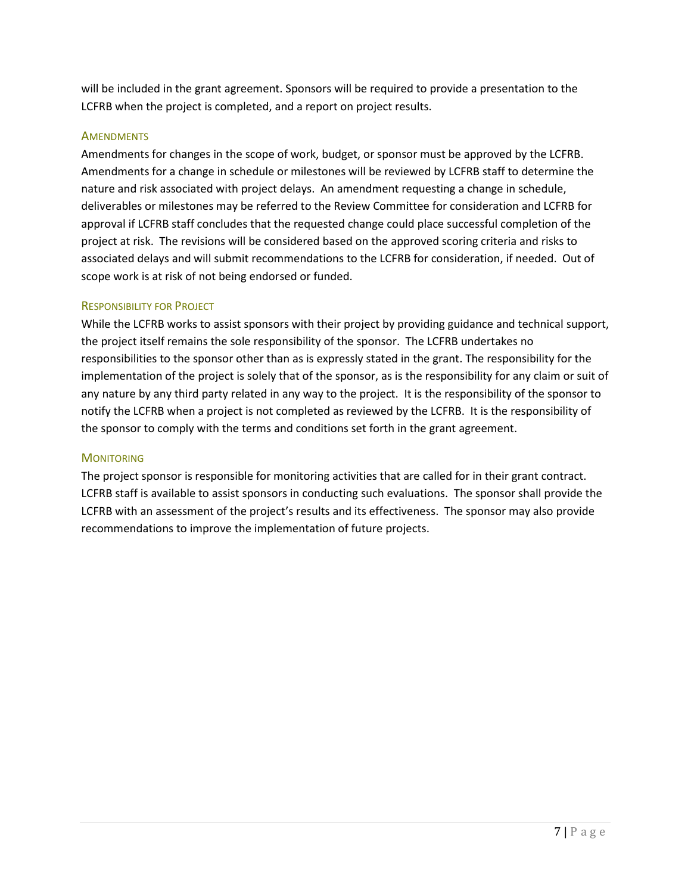will be included in the grant agreement. Sponsors will be required to provide a presentation to the LCFRB when the project is completed, and a report on project results.

### Amendments

Amendments for changes in the scope of work, budget, or sponsor must be approved by the LCFRB. Amendments for a change in schedule or milestones will be reviewed by LCFRB staff to determine the nature and risk associated with project delays. An amendment requesting a change in schedule, deliverables or milestones may be referred to the Review Committee for consideration and LCFRB for approval if LCFRB staff concludes that the requested change could place successful completion of the project at risk. The revisions will be considered based on the approved scoring criteria and risks to associated delays and will submit recommendations to the LCFRB for consideration, if needed. Out of scope work is at risk of not being endorsed or funded.

### Responsibility for Project

While the LCFRB works to assist sponsors with their project by providing guidance and technical support, the project itself remains the sole responsibility of the sponsor. The LCFRB undertakes no responsibilities to the sponsor other than as is expressly stated in the grant. The responsibility for the implementation of the project is solely that of the sponsor, as is the responsibility for any claim or suit of any nature by any third party related in any way to the project. It is the responsibility of the sponsor to notify the LCFRB when a project is not completed as reviewed by the LCFRB. It is the responsibility of the sponsor to comply with the terms and conditions set forth in the grant agreement.

### Monitoring

The project sponsor is responsible for monitoring activities that are called for in their grant contract. LCFRB staff is available to assist sponsors in conducting such evaluations. The sponsor shall provide the LCFRB with an assessment of the project's results and its effectiveness. The sponsor may also provide recommendations to improve the implementation of future projects.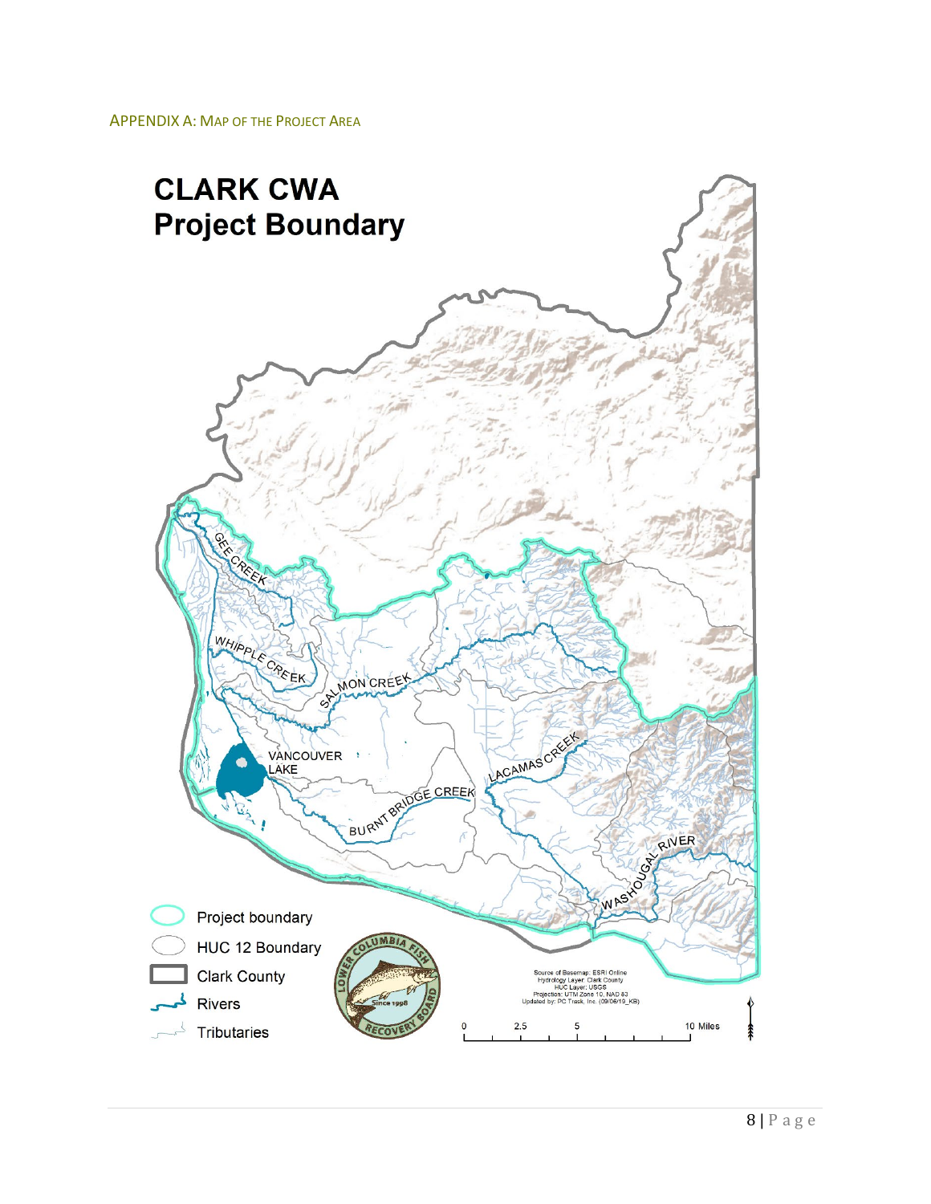## APPENDIX A: MAP OF THE PROJECT AREA

**CLARK CWA**
**Project Boundary**

GEE CREEK

WHIPPLE CREEK

SALMON CREEK

VANCOUVER LAKE

LACAMAS CREEK

BURNT BRIDGE CREEK

WASHOUGAL RIVER

- Project boundary
- HUC 12 Boundary
- Clark County
- Rivers
- Tributaries

LOWER COLUMBIA FISH RECOVERY BOARD
Since 1998

Source of Basemap: ESRI Online
Hydrology Layer: Clark County
HUC Layer: USGS
Projection: UTM Zone 10, NAD 83
Updated by: PC Trask, Inc. (09/06/19_KB)

0 2.5 5 10 Miles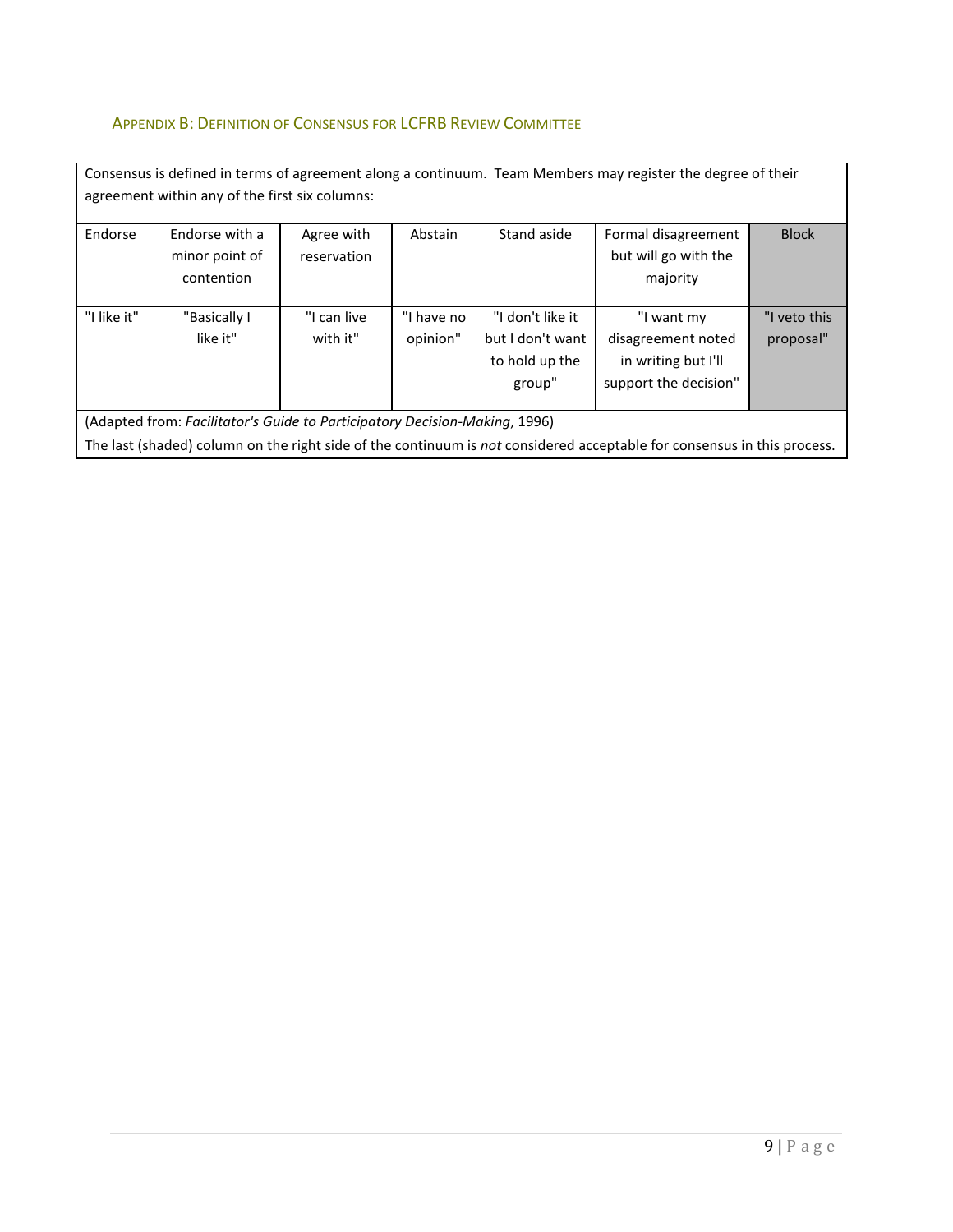## Appendix B: Definition of Consensus for LCFRB Review Committee

Consensus is defined in terms of agreement along a continuum. Team Members may register the degree of their agreement within any of the first six columns:

| Endorse | Endorse with a minor point of contention | Agree with reservation | Abstain | Stand aside | Formal disagreement but will go with the majority | Block |
|---|---|---|---|---|---|---|
| "I like it" | "Basically I like it" | "I can live with it" | "I have no opinion" | "I don't like it but I don't want to hold up the group" | "I want my disagreement noted in writing but I'll support the decision" | "I veto this proposal" |

(Adapted from: *Facilitator's Guide to Participatory Decision-Making*, 1996)

The last (shaded) column on the right side of the continuum is *not* considered acceptable for consensus in this process.